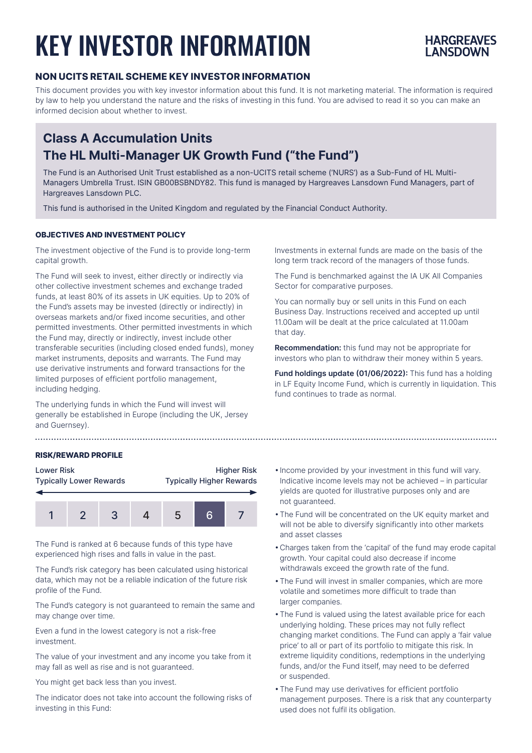# KEY INVESTOR INFORMATION

HARGREAVES LANSDOWN

## NON UCITS RETAIL SCHEME KEY INVESTOR INFORMATION

This document provides you with key investor information about this fund. It is not marketing material. The information is required by law to help you understand the nature and the risks of investing in this fund. You are advised to read it so you can make an informed decision about whether to invest.

## Class A Accumulation Units
## The HL Multi-Manager UK Growth Fund ("the Fund")

The Fund is an Authorised Unit Trust established as a non-UCITS retail scheme ('NURS') as a Sub-Fund of HL Multi-Managers Umbrella Trust. ISIN GB00BSBNDY82. This fund is managed by Hargreaves Lansdown Fund Managers, part of Hargreaves Lansdown PLC.

This fund is authorised in the United Kingdom and regulated by the Financial Conduct Authority.

### OBJECTIVES AND INVESTMENT POLICY

The investment objective of the Fund is to provide long-term capital growth.

The Fund will seek to invest, either directly or indirectly via other collective investment schemes and exchange traded funds, at least 80% of its assets in UK equities. Up to 20% of the Fund's assets may be invested (directly or indirectly) in overseas markets and/or fixed income securities, and other permitted investments. Other permitted investments in which the Fund may, directly or indirectly, invest include other transferable securities (including closed ended funds), money market instruments, deposits and warrants. The Fund may use derivative instruments and forward transactions for the limited purposes of efficient portfolio management, including hedging.

The underlying funds in which the Fund will invest will generally be established in Europe (including the UK, Jersey and Guernsey).

Investments in external funds are made on the basis of the long term track record of the managers of those funds.

The Fund is benchmarked against the IA UK All Companies Sector for comparative purposes.

You can normally buy or sell units in this Fund on each Business Day. Instructions received and accepted up until 11.00am will be dealt at the price calculated at 11.00am that day.

**Recommendation:** this fund may not be appropriate for investors who plan to withdraw their money within 5 years.

**Fund holdings update (01/06/2022):** This fund has a holding in LF Equity Income Fund, which is currently in liquidation. This fund continues to trade as normal.

### RISK/REWARD PROFILE

Lower Risk
Typically Lower Rewards

Higher Risk
Typically Higher Rewards

| 1 | 2 | 3 | 4 | 5 | **6** | 7 |
|---|---|---|---|---|---|---|

The Fund is ranked at 6 because funds of this type have experienced high rises and falls in value in the past.

The Fund's risk category has been calculated using historical data, which may not be a reliable indication of the future risk profile of the Fund.

The Fund's category is not guaranteed to remain the same and may change over time.

Even a fund in the lowest category is not a risk-free investment.

The value of your investment and any income you take from it may fall as well as rise and is not guaranteed.

You might get back less than you invest.

The indicator does not take into account the following risks of investing in this Fund:

- Income provided by your investment in this fund will vary. Indicative income levels may not be achieved – in particular yields are quoted for illustrative purposes only and are not guaranteed.
- The Fund will be concentrated on the UK equity market and will not be able to diversify significantly into other markets and asset classes
- Charges taken from the 'capital' of the fund may erode capital growth. Your capital could also decrease if income withdrawals exceed the growth rate of the fund.
- The Fund will invest in smaller companies, which are more volatile and sometimes more difficult to trade than larger companies.
- The Fund is valued using the latest available price for each underlying holding. These prices may not fully reflect changing market conditions. The Fund can apply a 'fair value price' to all or part of its portfolio to mitigate this risk. In extreme liquidity conditions, redemptions in the underlying funds, and/or the Fund itself, may need to be deferred or suspended.
- The Fund may use derivatives for efficient portfolio management purposes. There is a risk that any counterparty used does not fulfil its obligation.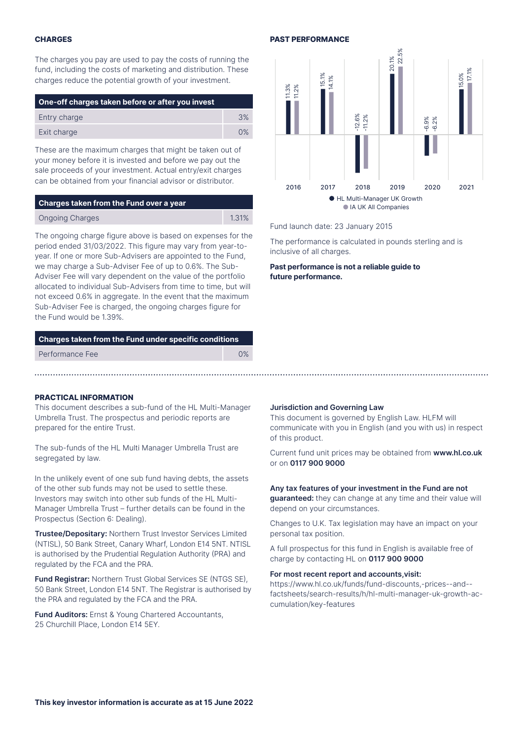## CHARGES

The charges you pay are used to pay the costs of running the fund, including the costs of marketing and distribution. These charges reduce the potential growth of your investment.

| One-off charges taken before or after you invest | |
|---|---|
| Entry charge | 3% |
| Exit charge | 0% |

These are the maximum charges that might be taken out of your money before it is invested and before we pay out the sale proceeds of your investment. Actual entry/exit charges can be obtained from your financial advisor or distributor.

| Charges taken from the Fund over a year | |
|---|---|
| Ongoing Charges | 1.31% |

The ongoing charge figure above is based on expenses for the period ended 31/03/2022. This figure may vary from year-to-year. If one or more Sub-Advisers are appointed to the Fund, we may charge a Sub-Adviser Fee of up to 0.6%. The Sub-Adviser Fee will vary dependent on the value of the portfolio allocated to individual Sub-Advisers from time to time, but will not exceed 0.6% in aggregate. In the event that the maximum Sub-Adviser Fee is charged, the ongoing charges figure for the Fund would be 1.39%.

| Charges taken from the Fund under specific conditions | |
|---|---|
| Performance Fee | 0% |

## PAST PERFORMANCE

11.3% 11.2%
15.1% 14.1%
-12.6% -11.2%
20.1% 22.5%
-6.9% -6.2%
15.0% 17.1%

2016 2017 2018 2019 2020 2021

● HL Multi-Manager UK Growth
● IA UK All Companies

Fund launch date: 23 January 2015

The performance is calculated in pounds sterling and is inclusive of all charges.

**Past performance is not a reliable guide to future performance.**

## PRACTICAL INFORMATION

This document describes a sub-fund of the HL Multi-Manager Umbrella Trust. The prospectus and periodic reports are prepared for the entire Trust.

The sub-funds of the HL Multi Manager Umbrella Trust are segregated by law.

In the unlikely event of one sub fund having debts, the assets of the other sub funds may not be used to settle these. Investors may switch into other sub funds of the HL Multi-Manager Umbrella Trust – further details can be found in the Prospectus (Section 6: Dealing).

**Trustee/Depositary:** Northern Trust Investor Services Limited (NTISL), 50 Bank Street, Canary Wharf, London E14 5NT. NTISL is authorised by the Prudential Regulation Authority (PRA) and regulated by the FCA and the PRA.

**Fund Registrar:** Northern Trust Global Services SE (NTGS SE), 50 Bank Street, London E14 5NT. The Registrar is authorised by the PRA and regulated by the FCA and the PRA.

**Fund Auditors:** Ernst & Young Chartered Accountants, 25 Churchill Place, London E14 5EY.

**Jurisdiction and Governing Law**

This document is governed by English Law. HLFM will communicate with you in English (and you with us) in respect of this product.

Current fund unit prices may be obtained from **www.hl.co.uk** or on **0117 900 9000**

**Any tax features of your investment in the Fund are not guaranteed:** they can change at any time and their value will depend on your circumstances.

Changes to U.K. Tax legislation may have an impact on your personal tax position.

A full prospectus for this fund in English is available free of charge by contacting HL on **0117 900 9000**

**For most recent report and accounts,visit:**
https://www.hl.co.uk/funds/fund-discounts,-prices--and--factsheets/search-results/h/hl-multi-manager-uk-growth-accumulation/key-features

**This key investor information is accurate as at 15 June 2022**